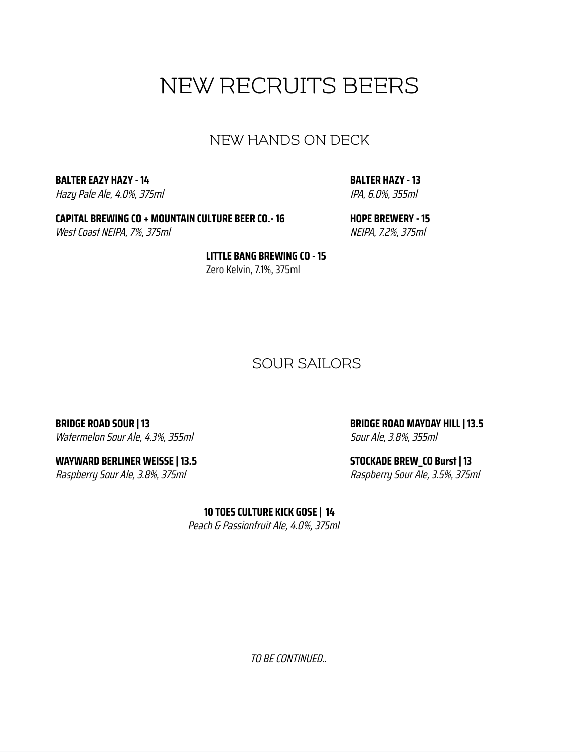# NEW RECRUITS BEERS

## NEW HANDS ON DECK

**BALTER EAZY HAZY - 14**
*Hazy Pale Ale, 4.0%, 375ml*

**BALTER HAZY - 13**
*IPA, 6.0%, 355ml*

**CAPITAL BREWING CO + MOUNTAIN CULTURE BEER CO.- 16**
*West Coast NEIPA, 7%, 375ml*

**HOPE BREWERY - 15**
*NEIPA, 7.2%, 375ml*

**LITTLE BANG BREWING CO - 15**
Zero Kelvin, 7.1%, 375ml

## SOUR SAILORS

**BRIDGE ROAD SOUR | 13**
*Watermelon Sour Ale, 4.3%, 355ml*

**BRIDGE ROAD MAYDAY HILL | 13.5**
*Sour Ale, 3.8%, 355ml*

**WAYWARD BERLINER WEISSE | 13.5**
*Raspberry Sour Ale, 3.8%, 375ml*

**STOCKADE BREW_CO Burst | 13**
*Raspberry Sour Ale, 3.5%, 375ml*

**10 TOES CULTURE KICK GOSE | 14**
*Peach & Passionfruit Ale, 4.0%, 375ml*

*TO BE CONTINUED..*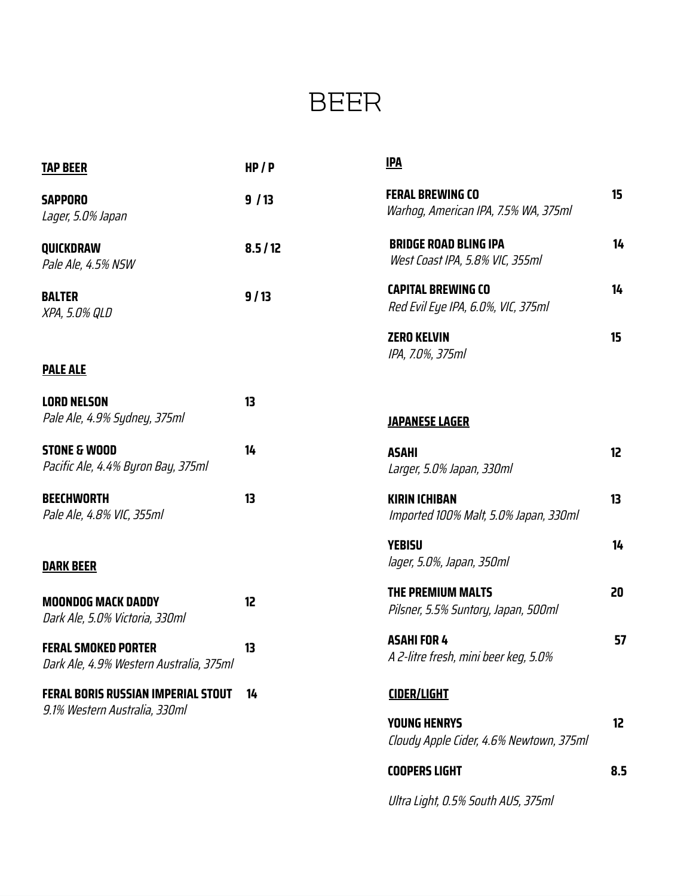# BEER

## TAP BEER

| TAP BEER | HP / P |
|---|---|
| **SAPPORO**<br>*Lager, 5.0% Japan* | 9 / 13 |
| **QUICKDRAW**<br>*Pale Ale, 4.5% NSW* | 8.5 / 12 |
| **BALTER**<br>*XPA, 5.0% QLD* | 9 / 13 |

## PALE ALE

**LORD NELSON** 13
*Pale Ale, 4.9% Sydney, 375ml*

**STONE & WOOD** 14
*Pacific Ale, 4.4% Byron Bay, 375ml*

**BEECHWORTH** 13
*Pale Ale, 4.8% VIC, 355ml*

## DARK BEER

**MOONDOG MACK DADDY** 12
*Dark Ale, 5.0% Victoria, 330ml*

**FERAL SMOKED PORTER** 13
*Dark Ale, 4.9% Western Australia, 375ml*

**FERAL BORIS RUSSIAN IMPERIAL STOUT** 14
*9.1% Western Australia, 330ml*

## IPA

**FERAL BREWING CO** 15
*Warhog, American IPA, 7.5% WA, 375ml*

**BRIDGE ROAD BLING IPA** 14
*West Coast IPA, 5.8% VIC, 355ml*

**CAPITAL BREWING CO** 14
*Red Evil Eye IPA, 6.0%, VIC, 375ml*

**ZERO KELVIN** 15
*IPA, 7.0%, 375ml*

## JAPANESE LAGER

**ASAHI** 12
*Larger, 5.0% Japan, 330ml*

**KIRIN ICHIBAN** 13
*Imported 100% Malt, 5.0% Japan, 330ml*

**YEBISU** 14
*lager, 5.0%, Japan, 350ml*

**THE PREMIUM MALTS** 20
*Pilsner, 5.5% Suntory, Japan, 500ml*

**ASAHI FOR 4** 57
*A 2-litre fresh, mini beer keg, 5.0%*

## CIDER/LIGHT

**YOUNG HENRYS** 12
*Cloudy Apple Cider, 4.6% Newtown, 375ml*

**COOPERS LIGHT** 8.5
*Ultra Light, 0.5% South AUS, 375ml*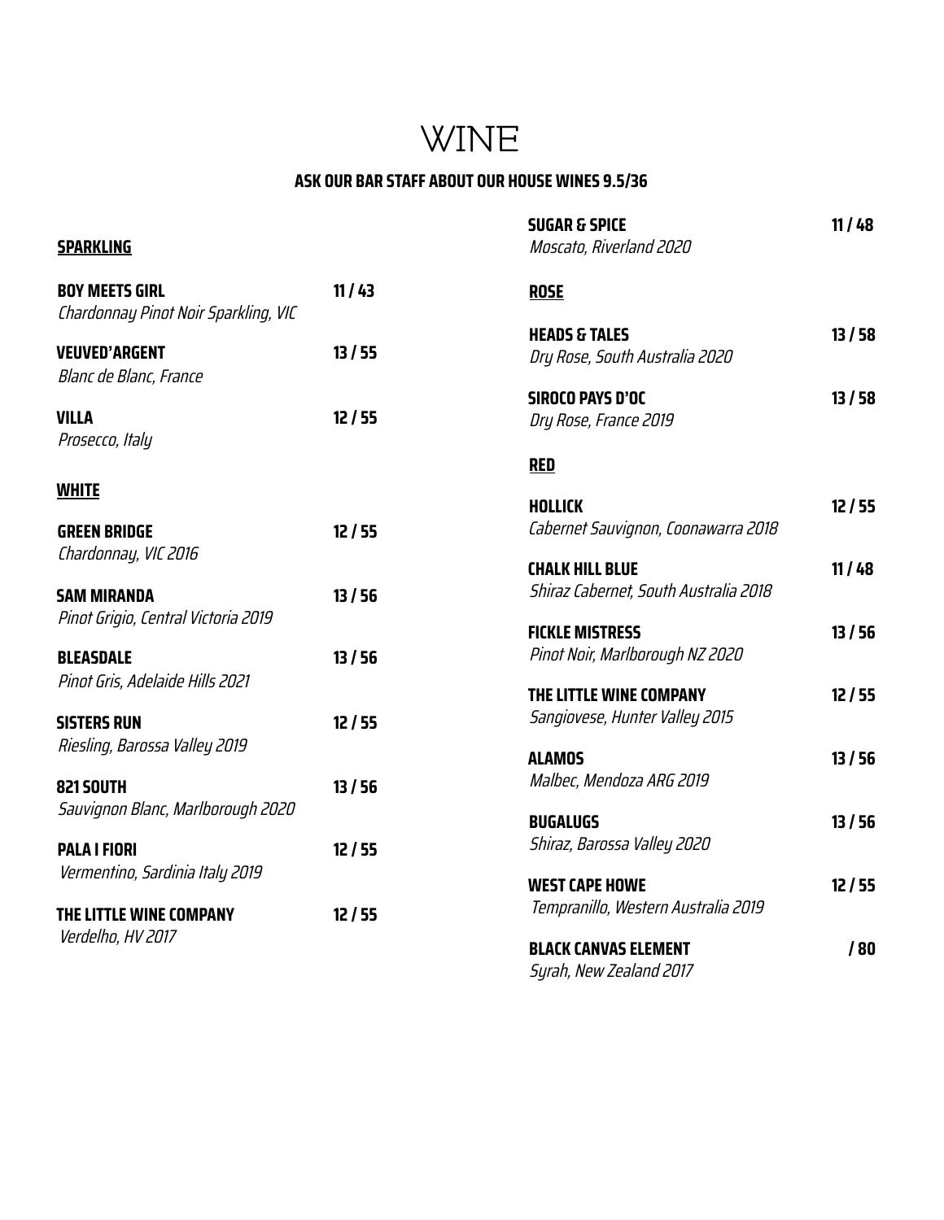# WINE

**ASK OUR BAR STAFF ABOUT OUR HOUSE WINES 9.5/36**

## SPARKLING

**BOY MEETS GIRL** — **11 / 43**
*Chardonnay Pinot Noir Sparkling, VIC*

**VEUVED'ARGENT** — **13 / 55**
*Blanc de Blanc, France*

**VILLA** — **12 / 55**
*Prosecco, Italy*

## WHITE

**GREEN BRIDGE** — **12 / 55**
*Chardonnay, VIC 2016*

**SAM MIRANDA** — **13 / 56**
*Pinot Grigio, Central Victoria 2019*

**BLEASDALE** — **13 / 56**
*Pinot Gris, Adelaide Hills 2021*

**SISTERS RUN** — **12 / 55**
*Riesling, Barossa Valley 2019*

**821 SOUTH** — **13 / 56**
*Sauvignon Blanc, Marlborough 2020*

**PALA I FIORI** — **12 / 55**
*Vermentino, Sardinia Italy 2019*

**THE LITTLE WINE COMPANY** — **12 / 55**
*Verdelho, HV 2017*

**SUGAR & SPICE** — **11 / 48**
*Moscato, Riverland 2020*

## ROSE

**HEADS & TALES** — **13 / 58**
*Dry Rose, South Australia 2020*

**SIROCO PAYS D'OC** — **13 / 58**
*Dry Rose, France 2019*

## RED

**HOLLICK** — **12 / 55**
*Cabernet Sauvignon, Coonawarra 2018*

**CHALK HILL BLUE** — **11 / 48**
*Shiraz Cabernet, South Australia 2018*

**FICKLE MISTRESS** — **13 / 56**
*Pinot Noir, Marlborough NZ 2020*

**THE LITTLE WINE COMPANY** — **12 / 55**
*Sangiovese, Hunter Valley 2015*

**ALAMOS** — **13 / 56**
*Malbec, Mendoza ARG 2019*

**BUGALUGS** — **13 / 56**
*Shiraz, Barossa Valley 2020*

**WEST CAPE HOWE** — **12 / 55**
*Tempranillo, Western Australia 2019*

**BLACK CANVAS ELEMENT** — **/ 80**
*Syrah, New Zealand 2017*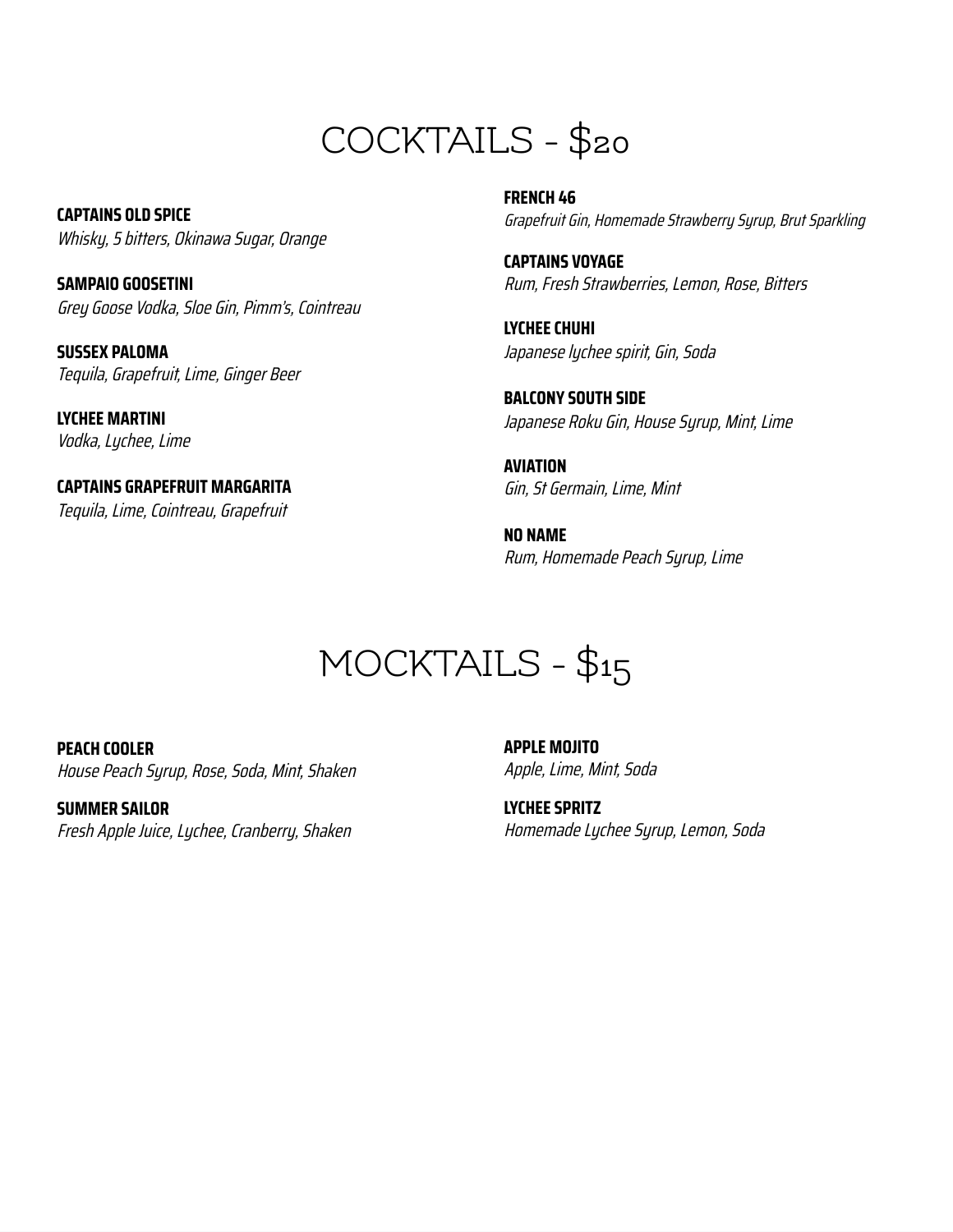# COCKTAILS - $20

**CAPTAINS OLD SPICE**
*Whisky, 5 bitters, Okinawa Sugar, Orange*

**SAMPAIO GOOSETINI**
*Grey Goose Vodka, Sloe Gin, Pimm's, Cointreau*

**SUSSEX PALOMA**
*Tequila, Grapefruit, Lime, Ginger Beer*

**LYCHEE MARTINI**
*Vodka, Lychee, Lime*

**CAPTAINS GRAPEFRUIT MARGARITA**
*Tequila, Lime, Cointreau, Grapefruit*

**FRENCH 46**
*Grapefruit Gin, Homemade Strawberry Syrup, Brut Sparkling*

**CAPTAINS VOYAGE**
*Rum, Fresh Strawberries, Lemon, Rose, Bitters*

**LYCHEE CHUHI**
*Japanese lychee spirit, Gin, Soda*

**BALCONY SOUTH SIDE**
*Japanese Roku Gin, House Syrup, Mint, Lime*

**AVIATION**
*Gin, St Germain, Lime, Mint*

**NO NAME**
*Rum, Homemade Peach Syrup, Lime*

# MOCKTAILS - $15

**PEACH COOLER**
*House Peach Syrup, Rose, Soda, Mint, Shaken*

**SUMMER SAILOR**
*Fresh Apple Juice, Lychee, Cranberry, Shaken*

**APPLE MOJITO**
*Apple, Lime, Mint, Soda*

**LYCHEE SPRITZ**
*Homemade Lychee Syrup, Lemon, Soda*